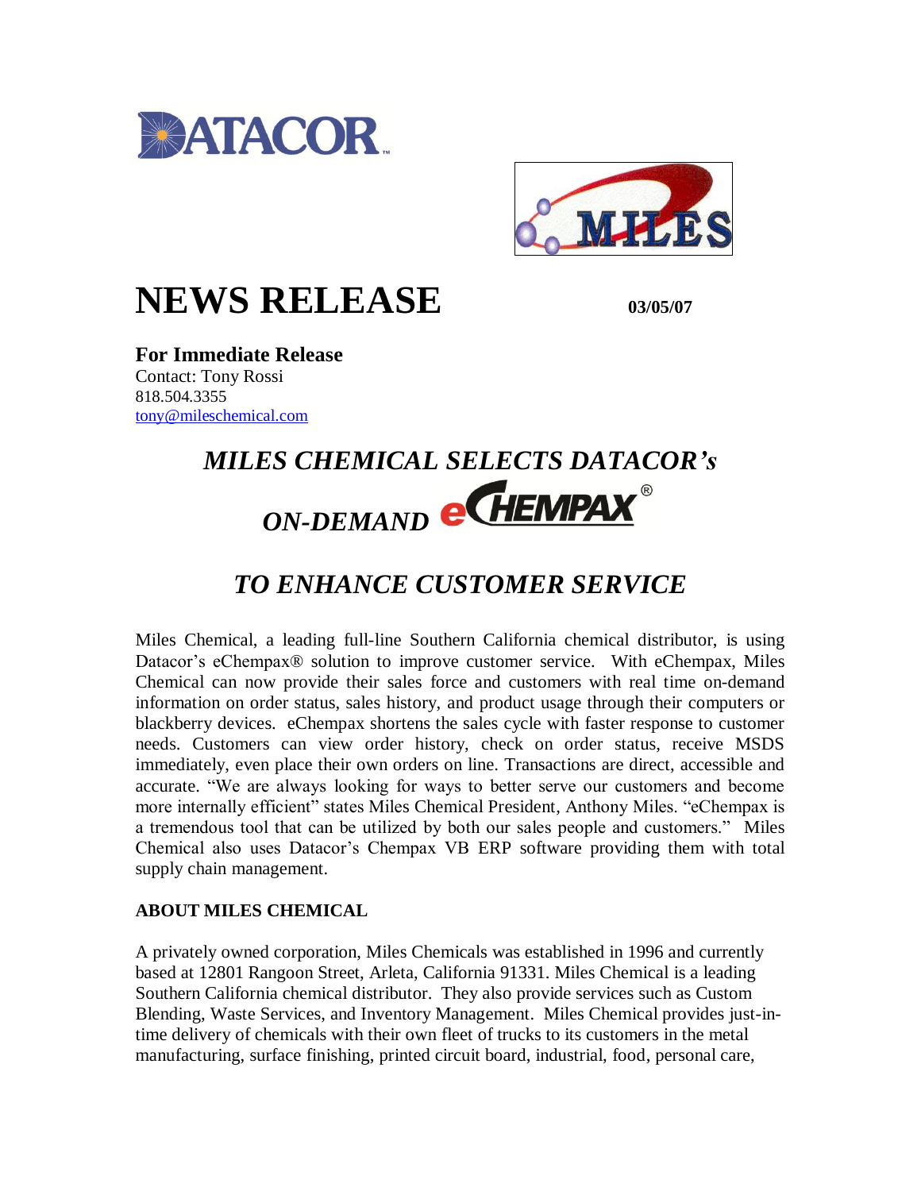# NEWS RELEASE

03/05/07

**For Immediate Release**
Contact: Tony Rossi
818.504.3355
tony@mileschemical.com

## *MILES CHEMICAL SELECTS DATACOR's ON-DEMAND eCHEMPAX® TO ENHANCE CUSTOMER SERVICE*

Miles Chemical, a leading full-line Southern California chemical distributor, is using Datacor's eChempax® solution to improve customer service. With eChempax, Miles Chemical can now provide their sales force and customers with real time on-demand information on order status, sales history, and product usage through their computers or blackberry devices. eChempax shortens the sales cycle with faster response to customer needs. Customers can view order history, check on order status, receive MSDS immediately, even place their own orders on line. Transactions are direct, accessible and accurate. "We are always looking for ways to better serve our customers and become more internally efficient" states Miles Chemical President, Anthony Miles. "eChempax is a tremendous tool that can be utilized by both our sales people and customers." Miles Chemical also uses Datacor's Chempax VB ERP software providing them with total supply chain management.

**ABOUT MILES CHEMICAL**

A privately owned corporation, Miles Chemicals was established in 1996 and currently based at 12801 Rangoon Street, Arleta, California 91331. Miles Chemical is a leading Southern California chemical distributor. They also provide services such as Custom Blending, Waste Services, and Inventory Management. Miles Chemical provides just-in-time delivery of chemicals with their own fleet of trucks to its customers in the metal manufacturing, surface finishing, printed circuit board, industrial, food, personal care,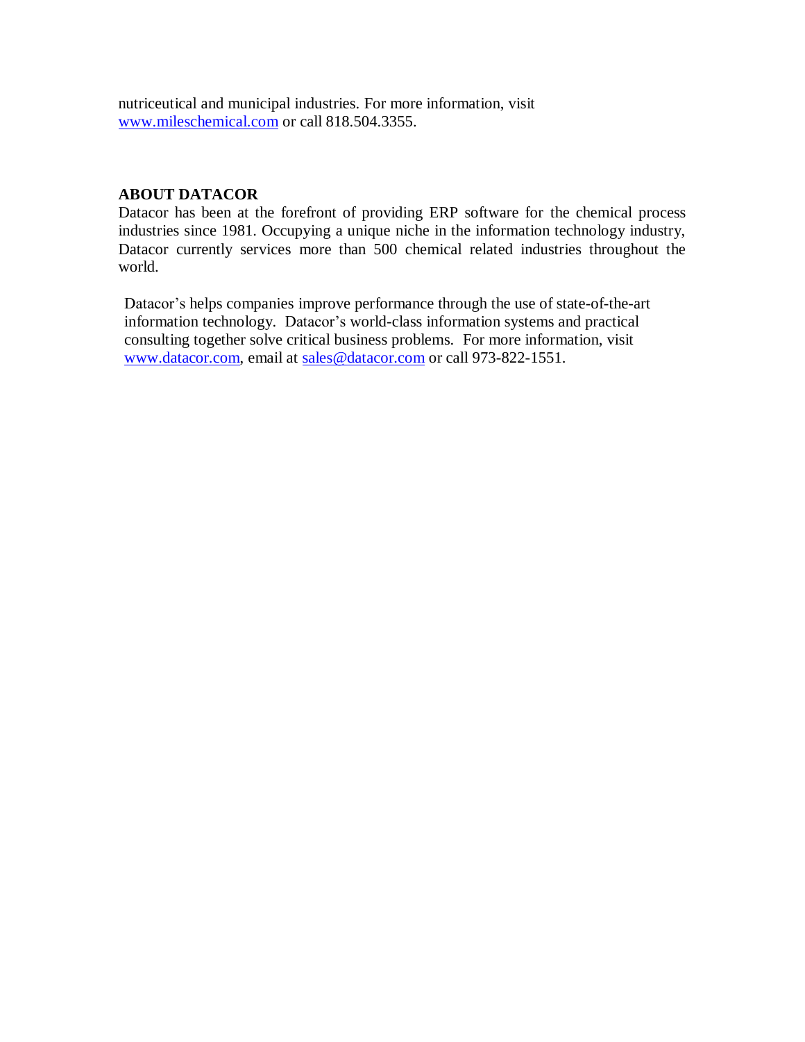nutriceutical and municipal industries. For more information, visit www.mileschemical.com or call 818.504.3355.

**ABOUT DATACOR**

Datacor has been at the forefront of providing ERP software for the chemical process industries since 1981. Occupying a unique niche in the information technology industry, Datacor currently services more than 500 chemical related industries throughout the world.

Datacor's helps companies improve performance through the use of state-of-the-art information technology. Datacor's world-class information systems and practical consulting together solve critical business problems. For more information, visit www.datacor.com, email at sales@datacor.com or call 973-822-1551.